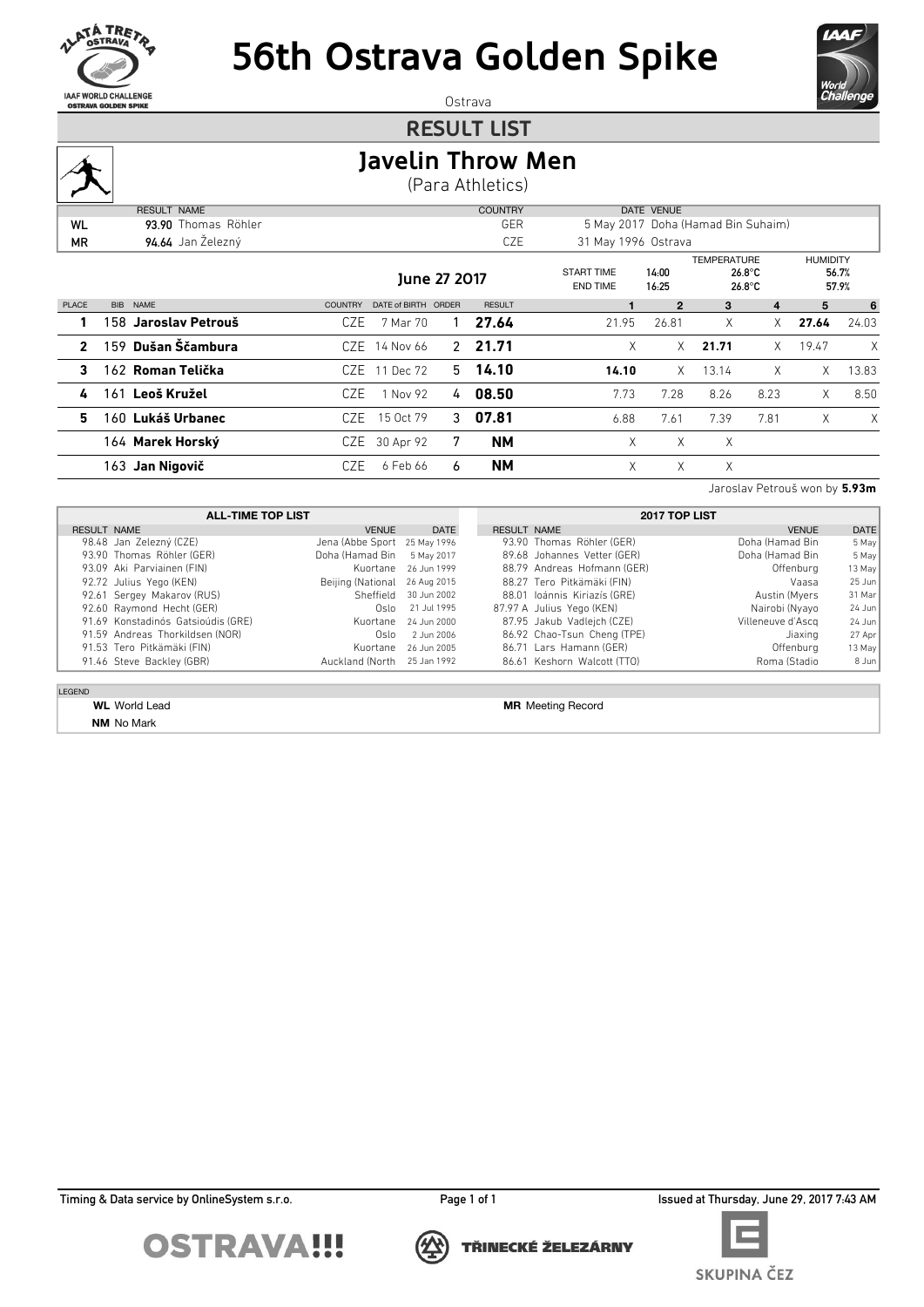# 56th Ostrava Golden Spike

Ostrava

## RESULT LIST

## Javelin Throw Men

(Para Athletics)

| | RESULT | NAME | COUNTRY | DATE | VENUE |
|---|---|---|---|---|---|
| WL | **93.90** | Thomas Röhler | GER | 5 May 2017 | Doha (Hamad Bin Suhaim) |
| MR | **94.64** | Jan Železný | CZE | 31 May 1996 | Ostrava |

**June 27 2017**

| START TIME | 14:00 | TEMPERATURE | 26.8°C | HUMIDITY | 56.7% |
|---|---|---|---|---|---|
| END TIME | 16:25 | | 26.8°C | | 57.9% |

| PLACE | BIB | NAME | COUNTRY | DATE of BIRTH | ORDER | RESULT | 1 | 2 | 3 | 4 | 5 | 6 |
|---|---|---|---|---|---|---|---|---|---|---|---|---|
| **1** | 158 | **Jaroslav Petrouš** | CZE | 7 Mar 70 | 1 | **27.64** | 21.95 | 26.81 | X | X | **27.64** | 24.03 |
| **2** | 159 | **Dušan Ščambura** | CZE | 14 Nov 66 | 2 | **21.71** | X | X | **21.71** | X | 19.47 | X |
| **3** | 162 | **Roman Telička** | CZE | 11 Dec 72 | 5 | **14.10** | **14.10** | X | 13.14 | X | X | 13.83 |
| **4** | 161 | **Leoš Kružel** | CZE | 1 Nov 92 | 4 | **08.50** | 7.73 | 7.28 | 8.26 | 8.23 | X | 8.50 |
| **5** | 160 | **Lukáš Urbanec** | CZE | 15 Oct 79 | 3 | **07.81** | 6.88 | 7.61 | 7.39 | 7.81 | X | X |
| | 164 | **Marek Horský** | CZE | 30 Apr 92 | 7 | **NM** | X | X | X | | | |
| | 163 | **Jan Nigovič** | CZE | 6 Feb 66 | 6 | **NM** | X | X | X | | | |

Jaroslav Petrouš won by **5.93m**

### ALL-TIME TOP LIST

| RESULT | NAME | VENUE | DATE |
|---|---|---|---|
| 98.48 | Jan Železný (CZE) | Jena (Abbe Sport | 25 May 1996 |
| 93.90 | Thomas Röhler (GER) | Doha (Hamad Bin | 5 May 2017 |
| 93.09 | Aki Parviainen (FIN) | Kuortane | 26 Jun 1999 |
| 92.72 | Julius Yego (KEN) | Beijing (National | 26 Aug 2015 |
| 92.61 | Sergey Makarov (RUS) | Sheffield | 30 Jun 2002 |
| 92.60 | Raymond Hecht (GER) | Oslo | 21 Jul 1995 |
| 91.69 | Konstadinós Gatsioúdis (GRE) | Kuortane | 24 Jun 2000 |
| 91.59 | Andreas Thorkildsen (NOR) | Oslo | 2 Jun 2006 |
| 91.53 | Tero Pitkämäki (FIN) | Kuortane | 26 Jun 2005 |
| 91.46 | Steve Backley (GBR) | Auckland (North | 25 Jan 1992 |

### 2017 TOP LIST

| RESULT | NAME | VENUE | DATE |
|---|---|---|---|
| 93.90 | Thomas Röhler (GER) | Doha (Hamad Bin | 5 May |
| 89.68 | Johannes Vetter (GER) | Doha (Hamad Bin | 5 May |
| 88.79 | Andreas Hofmann (GER) | Offenburg | 13 May |
| 88.27 | Tero Pitkämäki (FIN) | Vaasa | 25 Jun |
| 88.01 | Ioánnis Kiriazís (GRE) | Austin (Myers | 31 Mar |
| 87.97 A | Julius Yego (KEN) | Nairobi (Nyayo | 24 Jun |
| 87.95 | Jakub Vadlejch (CZE) | Villeneuve d'Ascq | 24 Jun |
| 86.92 | Chao-Tsun Cheng (TPE) | Jiaxing | 27 Apr |
| 86.71 | Lars Hamann (GER) | Offenburg | 13 May |
| 86.61 | Keshorn Walcott (TTO) | Roma (Stadio | 8 Jun |

LEGEND

**WL** World Lead
**MR** Meeting Record
**NM** No Mark

Timing & Data service by OnlineSystem s.r.o.

Issued at Thursday, June 29, 2017 7:43 AM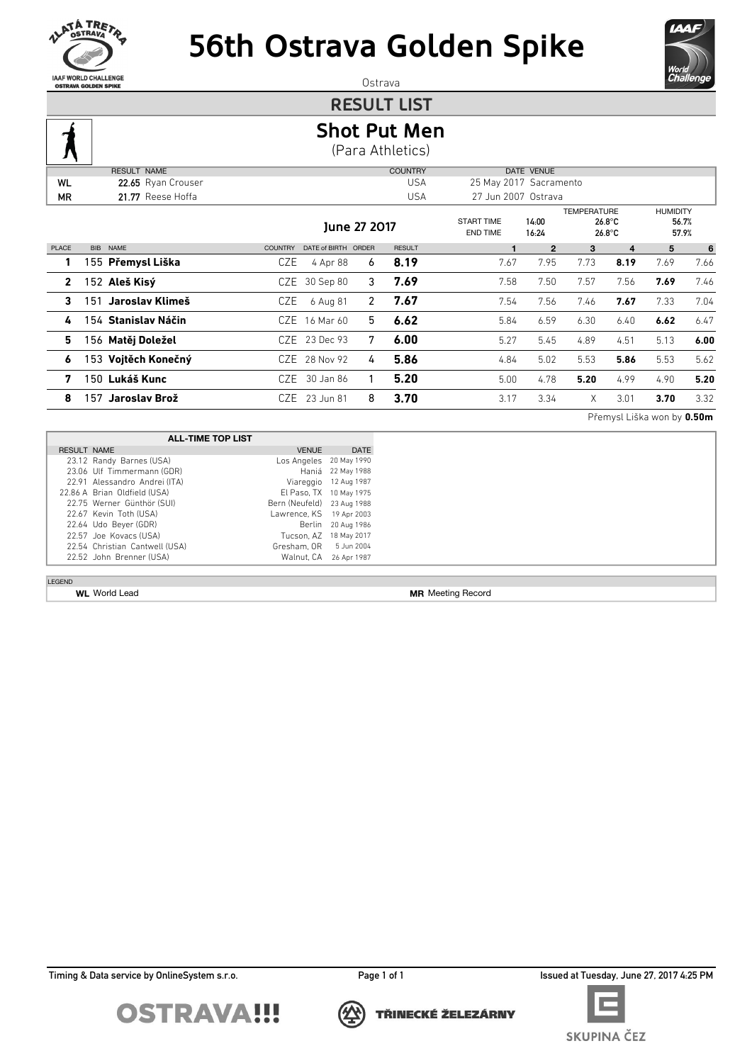# 56th Ostrava Golden Spike

Ostrava

## RESULT LIST

## Shot Put Men

(Para Athletics)

| | RESULT | NAME | COUNTRY | DATE | VENUE |
|---|---|---|---|---|---|
| WL | **22.65** | Ryan Crouser | USA | 25 May 2017 | Sacramento |
| MR | **21.77** | Reese Hoffa | USA | 27 Jun 2007 | Ostrava |

**June 27 2017**

| | | TEMPERATURE | HUMIDITY |
|---|---|---|---|
| START TIME | 14:00 | 26.8°C | 56.7% |
| END TIME | 16:24 | 26.8°C | 57.9% |

| PLACE | BIB | NAME | COUNTRY | DATE of BIRTH | ORDER | RESULT | 1 | 2 | 3 | 4 | 5 | 6 |
|---|---|---|---|---|---|---|---|---|---|---|---|---|
| **1** | 155 | **Přemysl Liška** | CZE | 4 Apr 88 | 6 | **8.19** | 7.67 | 7.95 | 7.73 | **8.19** | 7.69 | 7.66 |
| **2** | 152 | **Aleš Kisý** | CZE | 30 Sep 80 | 3 | **7.69** | 7.58 | 7.50 | 7.57 | 7.56 | **7.69** | 7.46 |
| **3** | 151 | **Jaroslav Klimeš** | CZE | 6 Aug 81 | 2 | **7.67** | 7.54 | 7.56 | 7.46 | **7.67** | 7.33 | 7.04 |
| **4** | 154 | **Stanislav Náčin** | CZE | 16 Mar 60 | 5 | **6.62** | 5.84 | 6.59 | 6.30 | 6.40 | **6.62** | 6.47 |
| **5** | 156 | **Matěj Doležel** | CZE | 23 Dec 93 | 7 | **6.00** | 5.27 | 5.45 | 4.89 | 4.51 | 5.13 | **6.00** |
| **6** | 153 | **Vojtěch Konečný** | CZE | 28 Nov 92 | 4 | **5.86** | 4.84 | 5.02 | 5.53 | **5.86** | 5.53 | 5.62 |
| **7** | 150 | **Lukáš Kunc** | CZE | 30 Jan 86 | 1 | **5.20** | 5.00 | 4.78 | **5.20** | 4.99 | 4.90 | **5.20** |
| **8** | 157 | **Jaroslav Brož** | CZE | 23 Jun 81 | 8 | **3.70** | 3.17 | 3.34 | X | 3.01 | **3.70** | 3.32 |

Přemysl Liška won by **0.50m**

### ALL-TIME TOP LIST

| RESULT | NAME | VENUE | DATE |
|---|---|---|---|
| 23.12 | Randy Barnes (USA) | Los Angeles | 20 May 1990 |
| 23.06 | Ulf Timmermann (GDR) | Haniá | 22 May 1988 |
| 22.91 | Alessandro Andrei (ITA) | Viareggio | 12 Aug 1987 |
| 22.86 A | Brian Oldfield (USA) | El Paso, TX | 10 May 1975 |
| 22.75 | Werner Günthör (SUI) | Bern (Neufeld) | 23 Aug 1988 |
| 22.67 | Kevin Toth (USA) | Lawrence, KS | 19 Apr 2003 |
| 22.64 | Udo Beyer (GDR) | Berlin | 20 Aug 1986 |
| 22.57 | Joe Kovacs (USA) | Tucson, AZ | 18 May 2017 |
| 22.54 | Christian Cantwell (USA) | Gresham, OR | 5 Jun 2004 |
| 22.52 | John Brenner (USA) | Walnut, CA | 26 Apr 1987 |

LEGEND

**WL** World Lead **MR** Meeting Record

Timing & Data service by OnlineSystem s.r.o.

Issued at Tuesday, June 27, 2017 4:25 PM